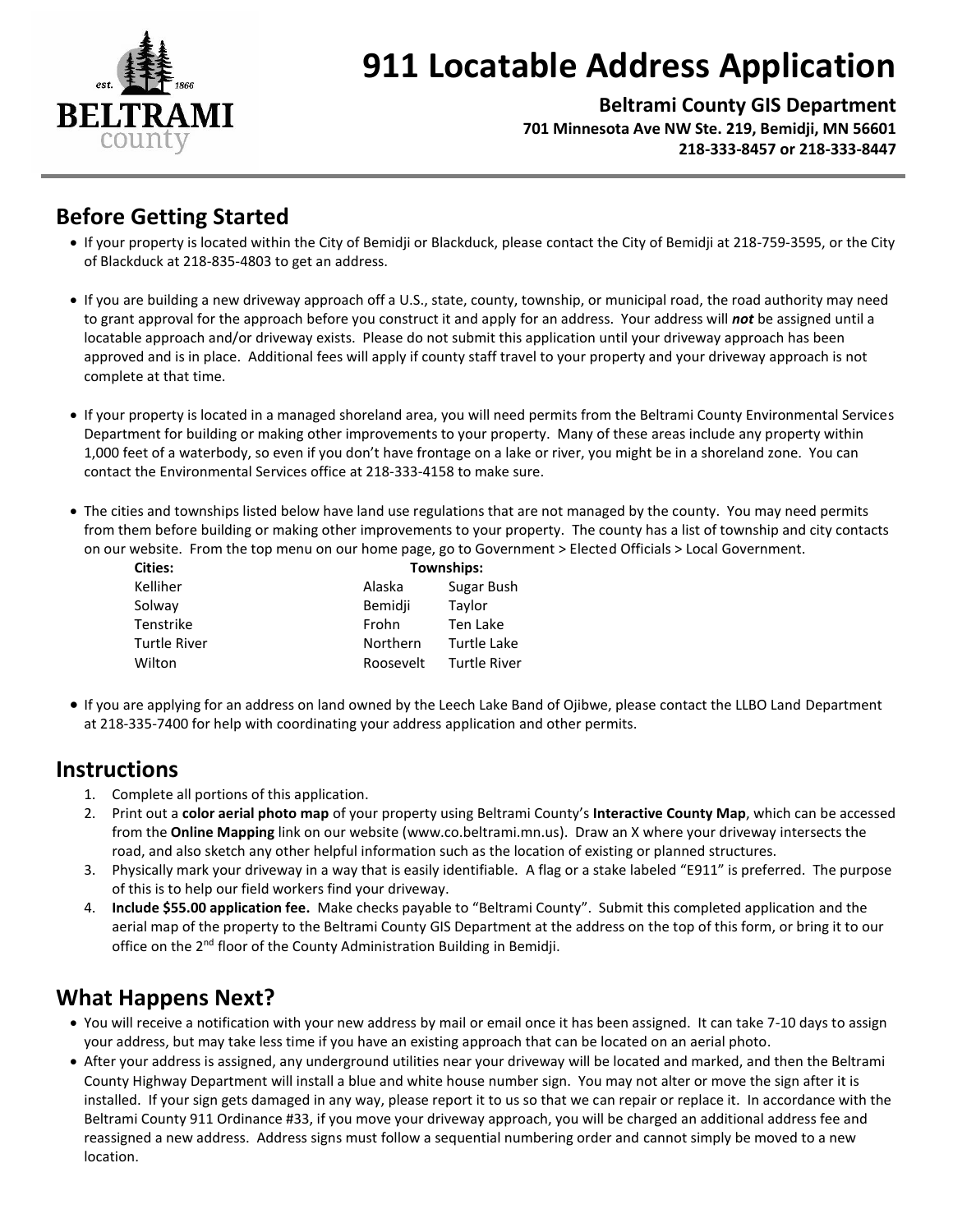# 911 Locatable Address Application

**Beltrami County GIS Department**
**701 Minnesota Ave NW Ste. 219, Bemidji, MN 56601**
**218-333-8457 or 218-333-8447**

## Before Getting Started

- If your property is located within the City of Bemidji or Blackduck, please contact the City of Bemidji at 218-759-3595, or the City of Blackduck at 218-835-4803 to get an address.
- If you are building a new driveway approach off a U.S., state, county, township, or municipal road, the road authority may need to grant approval for the approach before you construct it and apply for an address. Your address will ***not*** be assigned until a locatable approach and/or driveway exists. Please do not submit this application until your driveway approach has been approved and is in place. Additional fees will apply if county staff travel to your property and your driveway approach is not complete at that time.
- If your property is located in a managed shoreland area, you will need permits from the Beltrami County Environmental Services Department for building or making other improvements to your property. Many of these areas include any property within 1,000 feet of a waterbody, so even if you don't have frontage on a lake or river, you might be in a shoreland zone. You can contact the Environmental Services office at 218-333-4158 to make sure.
- The cities and townships listed below have land use regulations that are not managed by the county. You may need permits from them before building or making other improvements to your property. The county has a list of township and city contacts on our website. From the top menu on our home page, go to Government > Elected Officials > Local Government.

| Cities: | Townships: | |
|---|---|---|
| Kelliher | Alaska | Sugar Bush |
| Solway | Bemidji | Taylor |
| Tenstrike | Frohn | Ten Lake |
| Turtle River | Northern | Turtle Lake |
| Wilton | Roosevelt | Turtle River |

- If you are applying for an address on land owned by the Leech Lake Band of Ojibwe, please contact the LLBO Land Department at 218-335-7400 for help with coordinating your address application and other permits.

## Instructions

1. Complete all portions of this application.
2. Print out a **color aerial photo map** of your property using Beltrami County's **Interactive County Map**, which can be accessed from the **Online Mapping** link on our website (www.co.beltrami.mn.us). Draw an X where your driveway intersects the road, and also sketch any other helpful information such as the location of existing or planned structures.
3. Physically mark your driveway in a way that is easily identifiable. A flag or a stake labeled "E911" is preferred. The purpose of this is to help our field workers find your driveway.
4. **Include $55.00 application fee.** Make checks payable to "Beltrami County". Submit this completed application and the aerial map of the property to the Beltrami County GIS Department at the address on the top of this form, or bring it to our office on the 2nd floor of the County Administration Building in Bemidji.

## What Happens Next?

- You will receive a notification with your new address by mail or email once it has been assigned. It can take 7-10 days to assign your address, but may take less time if you have an existing approach that can be located on an aerial photo.
- After your address is assigned, any underground utilities near your driveway will be located and marked, and then the Beltrami County Highway Department will install a blue and white house number sign. You may not alter or move the sign after it is installed. If your sign gets damaged in any way, please report it to us so that we can repair or replace it. In accordance with the Beltrami County 911 Ordinance #33, if you move your driveway approach, you will be charged an additional address fee and reassigned a new address. Address signs must follow a sequential numbering order and cannot simply be moved to a new location.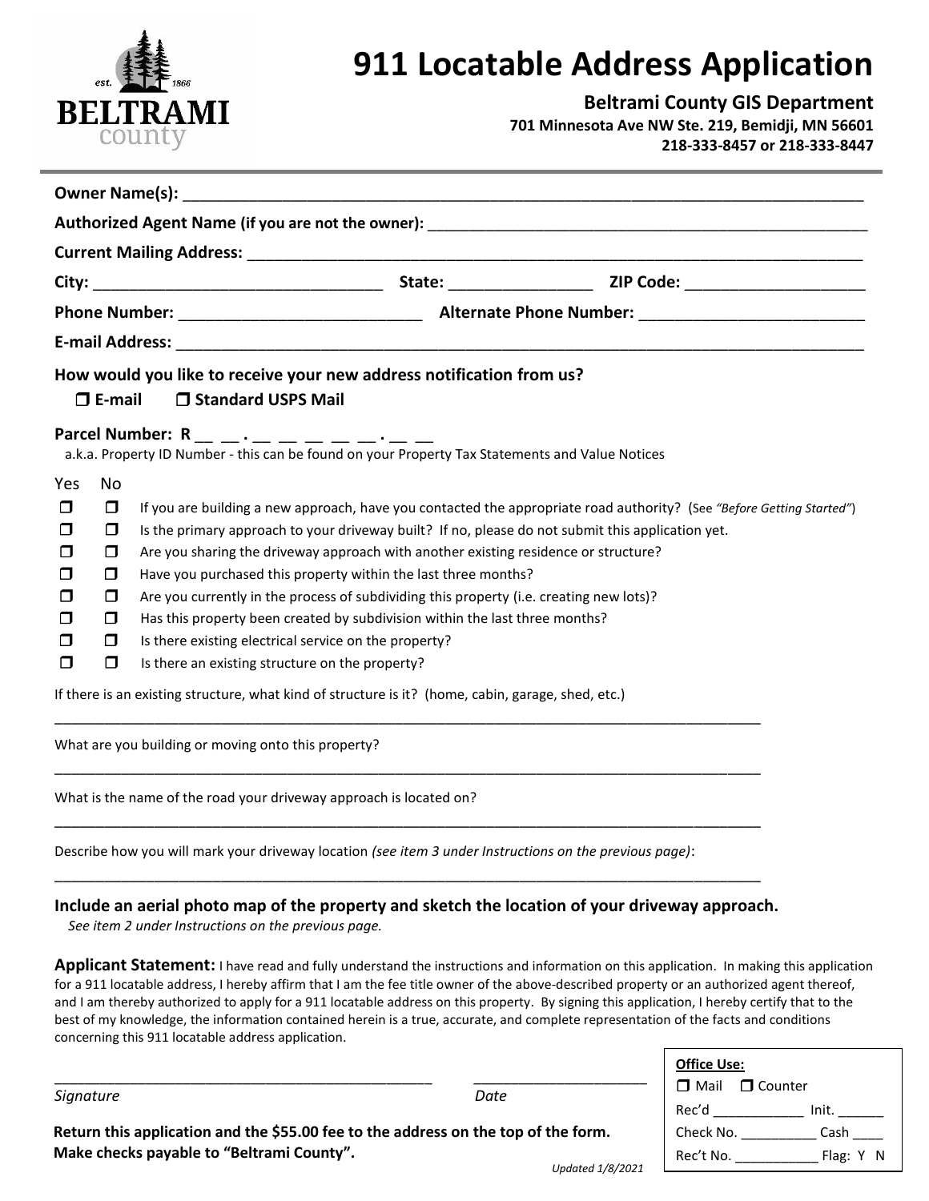# 911 Locatable Address Application

**Beltrami County GIS Department**
**701 Minnesota Ave NW Ste. 219, Bemidji, MN 56601**
**218-333-8457 or 218-333-8447**

**Owner Name(s):** ____________________________________________

**Authorized Agent Name (if you are not the owner):** ____________________________________________

**Current Mailing Address:** ____________________________________________

**City:** ____________________ **State:** ____________ **ZIP Code:** ____________

**Phone Number:** ____________________ **Alternate Phone Number:** ____________________

**E-mail Address:** ____________________________________________

**How would you like to receive your new address notification from us?**

☐ **E-mail** ☐ **Standard USPS Mail**

**Parcel Number: R __ __ . __ __ __ __ __ . __ __**

a.k.a. Property ID Number - this can be found on your Property Tax Statements and Value Notices

| Yes | No | |
|---|---|---|
| ☐ | ☐ | If you are building a new approach, have you contacted the appropriate road authority? (See *"Before Getting Started"*) |
| ☐ | ☐ | Is the primary approach to your driveway built? If no, please do not submit this application yet. |
| ☐ | ☐ | Are you sharing the driveway approach with another existing residence or structure? |
| ☐ | ☐ | Have you purchased this property within the last three months? |
| ☐ | ☐ | Are you currently in the process of subdividing this property (i.e. creating new lots)? |
| ☐ | ☐ | Has this property been created by subdivision within the last three months? |
| ☐ | ☐ | Is there existing electrical service on the property? |
| ☐ | ☐ | Is there an existing structure on the property? |

If there is an existing structure, what kind of structure is it? (home, cabin, garage, shed, etc.)

____________________________________________

What are you building or moving onto this property?

____________________________________________

What is the name of the road your driveway approach is located on?

____________________________________________

Describe how you will mark your driveway location *(see item 3 under Instructions on the previous page)*:

____________________________________________

**Include an aerial photo map of the property and sketch the location of your driveway approach.**

*See item 2 under Instructions on the previous page.*

**Applicant Statement:** I have read and fully understand the instructions and information on this application. In making this application for a 911 locatable address, I hereby affirm that I am the fee title owner of the above-described property or an authorized agent thereof, and I am thereby authorized to apply for a 911 locatable address on this property. By signing this application, I hereby certify that to the best of my knowledge, the information contained herein is a true, accurate, and complete representation of the facts and conditions concerning this 911 locatable address application.

____________________________________________ ____________________

*Signature* *Date*

**Return this application and the $55.00 fee to the address on the top of the form.**
**Make checks payable to "Beltrami County".**

**Office Use:**
☐ Mail ☐ Counter
Rec'd ____________ Init. ______
Check No. __________ Cash ____
Rec't No. ___________ Flag: Y N

*Updated 1/8/2021*